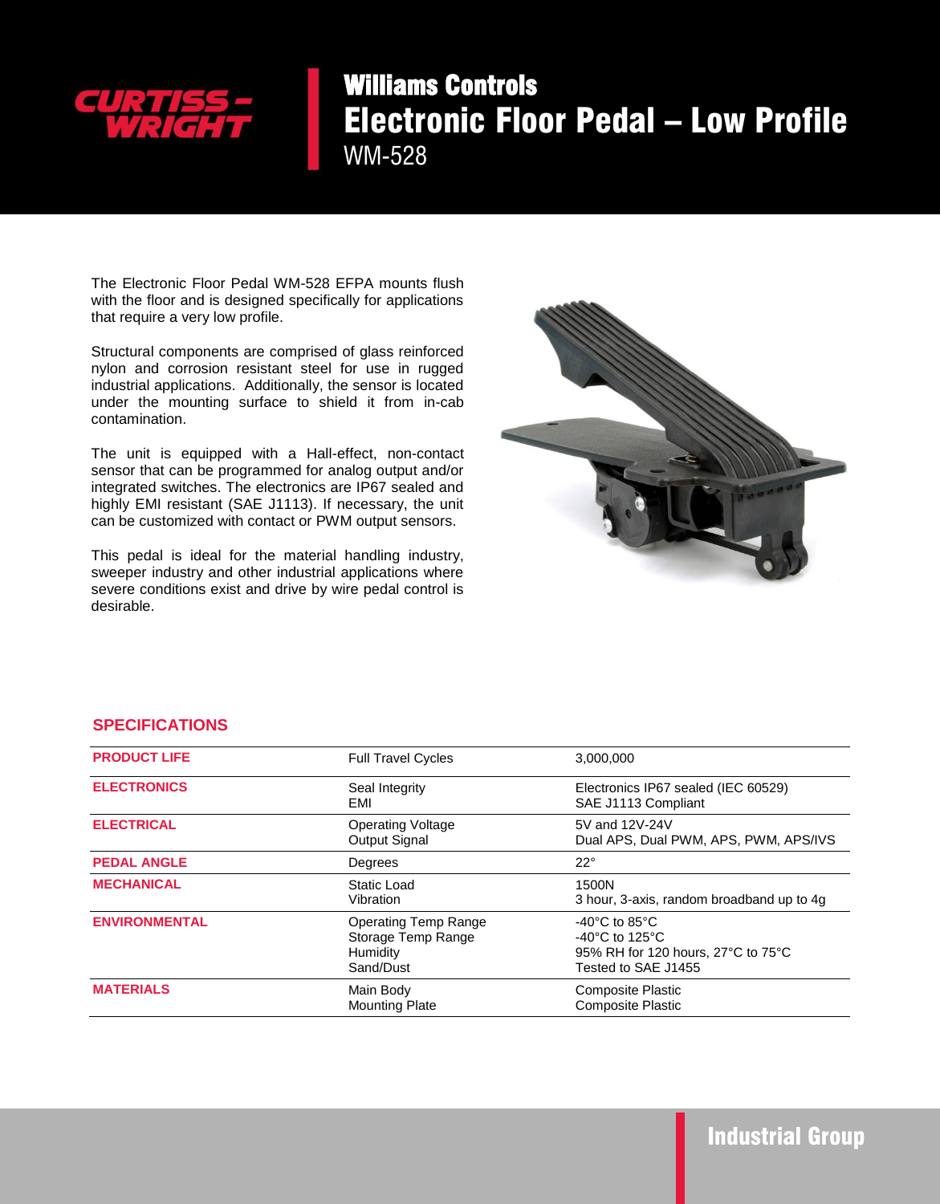CURTISS-WRIGHT

# Williams Controls
# Electronic Floor Pedal – Low Profile
## WM-528

The Electronic Floor Pedal WM-528 EFPA mounts flush with the floor and is designed specifically for applications that require a very low profile.

Structural components are comprised of glass reinforced nylon and corrosion resistant steel for use in rugged industrial applications. Additionally, the sensor is located under the mounting surface to shield it from in-cab contamination.

The unit is equipped with a Hall-effect, non-contact sensor that can be programmed for analog output and/or integrated switches. The electronics are IP67 sealed and highly EMI resistant (SAE J1113). If necessary, the unit can be customized with contact or PWM output sensors.

This pedal is ideal for the material handling industry, sweeper industry and other industrial applications where severe conditions exist and drive by wire pedal control is desirable.

## SPECIFICATIONS

| | | |
|---|---|---|
| **PRODUCT LIFE** | Full Travel Cycles | 3,000,000 |
| **ELECTRONICS** | Seal Integrity<br>EMI | Electronics IP67 sealed (IEC 60529)<br>SAE J1113 Compliant |
| **ELECTRICAL** | Operating Voltage<br>Output Signal | 5V and 12V-24V<br>Dual APS, Dual PWM, APS, PWM, APS/IVS |
| **PEDAL ANGLE** | Degrees | 22° |
| **MECHANICAL** | Static Load<br>Vibration | 1500N<br>3 hour, 3-axis, random broadband up to 4g |
| **ENVIRONMENTAL** | Operating Temp Range<br>Storage Temp Range<br>Humidity<br>Sand/Dust | -40°C to 85°C<br>-40°C to 125°C<br>95% RH for 120 hours, 27°C to 75°C<br>Tested to SAE J1455 |
| **MATERIALS** | Main Body<br>Mounting Plate | Composite Plastic<br>Composite Plastic |

Industrial Group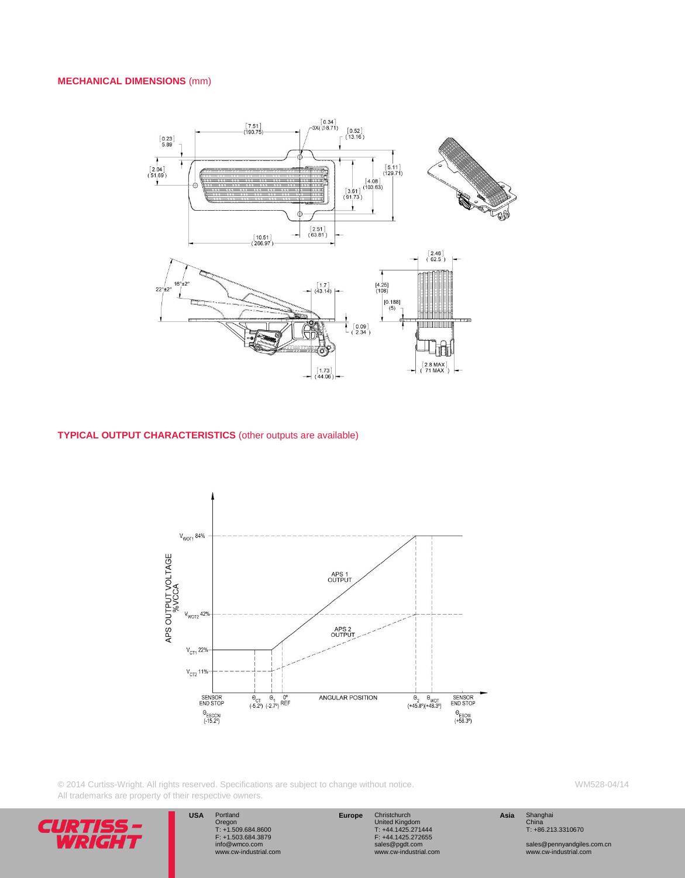**MECHANICAL DIMENSIONS** (mm)

[7.51] (190.75)
3X( [0.34] Ø8.71)
[0.52] (13.16)
[0.23] 5.89
[2.04] (51.69)
[5.11] (129.71)
[4.08] (103.63)
[3.61] (91.73)
[2.51] (63.81)
[10.51] (266.97)
[2.46] (62.5)
16°±2°
22°±2°
[1.7] (43.14)
[4.25] (108)
[0.188] (5)
[0.09] (2.34)
[1.73] (44.06)
[2.8 MAX] (71 MAX)

**TYPICAL OUTPUT CHARACTERISTICS** (other outputs are available)

APS OUTPUT VOLTAGE %VCCA

$V_{WOT1}$ 84%
$V_{WOT2}$ 42%
$V_{CT1}$ 22%
$V_{CT2}$ 11%

APS 1 OUTPUT
APS 2 OUTPUT

SENSOR END STOP $\Theta_{ESCCW}$ (-15.2°)
$\Theta_{CT}$ (-5.2°)
$\Theta_1$ (-2.7°)
0° REF
ANGULAR POSITION
$\Theta_2$ (+45.8°)
$\Theta_{WOT}$ (+48.3°)
SENSOR END STOP $\Theta_{ESCW}$ (+58.3°)

© 2014 Curtiss-Wright. All rights reserved. Specifications are subject to change without notice.
All trademarks are property of their respective owners.

WM528-04/14

CURTISS-WRIGHT

**USA**
Portland
Oregon
T: +1.509.684.8600
F: +1.503.684.3879
info@wmco.com
www.cw-industrial.com

**Europe**
Christchurch
United Kingdom
T: +44.1425.271444
F: +44.1425.272655
sales@pgdt.com
www.cw-industrial.com

**Asia**
Shanghai
China
T: +86.213.3310670

sales@pennyandgiles.com.cn
www.cw-industrial.com